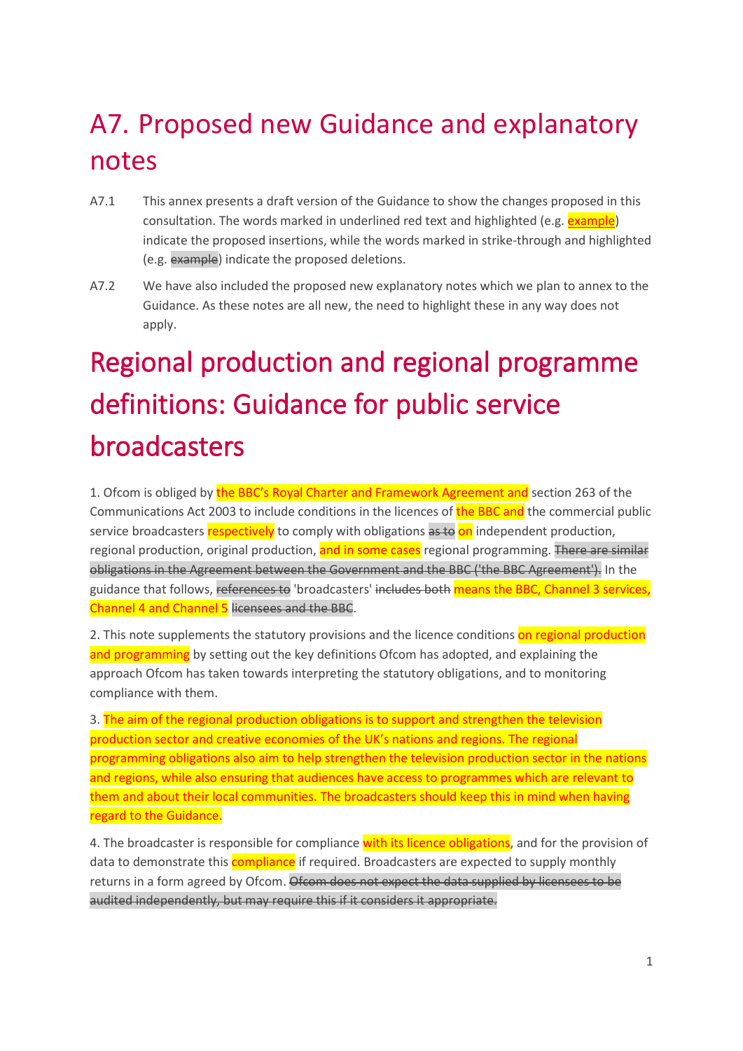# A7. Proposed new Guidance and explanatory notes

A7.1 This annex presents a draft version of the Guidance to show the changes proposed in this consultation. The words marked in underlined red text and highlighted (e.g. example) indicate the proposed insertions, while the words marked in strike-through and highlighted (e.g. ~~example~~) indicate the proposed deletions.

A7.2 We have also included the proposed new explanatory notes which we plan to annex to the Guidance. As these notes are all new, the need to highlight these in any way does not apply.

# Regional production and regional programme definitions: Guidance for public service broadcasters

1. Ofcom is obliged by the BBC's Royal Charter and Framework Agreement and section 263 of the Communications Act 2003 to include conditions in the licences of the BBC and the commercial public service broadcasters respectively to comply with obligations ~~as to~~ on independent production, regional production, original production, and in some cases regional programming. ~~There are similar obligations in the Agreement between the Government and the BBC ('the BBC Agreement').~~ In the guidance that follows, ~~references to~~ 'broadcasters' ~~includes both~~ means the BBC, Channel 3 services, Channel 4 and Channel 5 ~~licensees and the BBC~~.

2. This note supplements the statutory provisions and the licence conditions on regional production and programming by setting out the key definitions Ofcom has adopted, and explaining the approach Ofcom has taken towards interpreting the statutory obligations, and to monitoring compliance with them.

3. The aim of the regional production obligations is to support and strengthen the television production sector and creative economies of the UK's nations and regions. The regional programming obligations also aim to help strengthen the television production sector in the nations and regions, while also ensuring that audiences have access to programmes which are relevant to them and about their local communities. The broadcasters should keep this in mind when having regard to the Guidance.

4. The broadcaster is responsible for compliance with its licence obligations, and for the provision of data to demonstrate this compliance if required. Broadcasters are expected to supply monthly returns in a form agreed by Ofcom. ~~Ofcom does not expect the data supplied by licensees to be audited independently, but may require this if it considers it appropriate.~~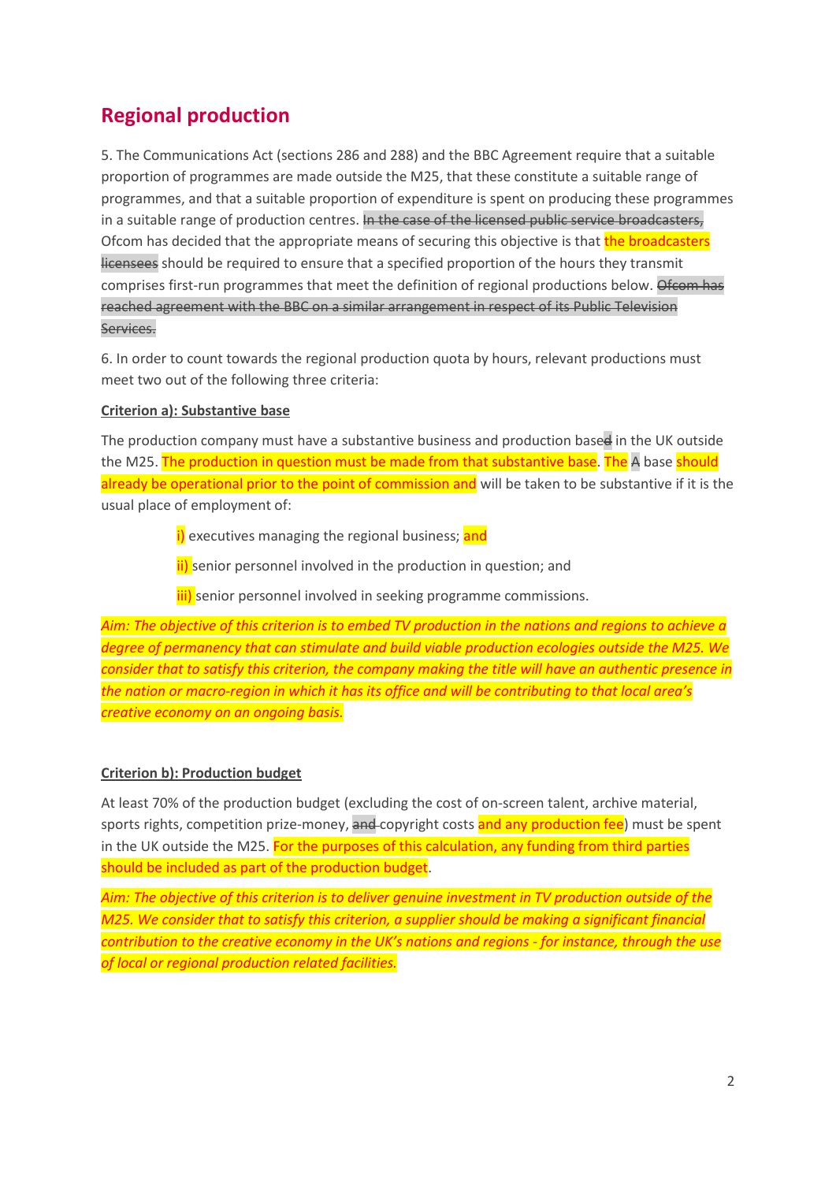## Regional production

5. The Communications Act (sections 286 and 288) and the BBC Agreement require that a suitable proportion of programmes are made outside the M25, that these constitute a suitable range of programmes, and that a suitable proportion of expenditure is spent on producing these programmes in a suitable range of production centres. ~~In the case of the licensed public service broadcasters,~~ Ofcom has decided that the appropriate means of securing this objective is that the broadcasters ~~licensees~~ should be required to ensure that a specified proportion of the hours they transmit comprises first-run programmes that meet the definition of regional productions below. ~~Ofcom has reached agreement with the BBC on a similar arrangement in respect of its Public Television Services.~~

6. In order to count towards the regional production quota by hours, relevant productions must meet two out of the following three criteria:

**Criterion a): Substantive base**

The production company must have a substantive business and production base~~d~~ in the UK outside the M25. The production in question must be made from that substantive base. The ~~A~~ base should already be operational prior to the point of commission and will be taken to be substantive if it is the usual place of employment of:

- i) executives managing the regional business; and
- ii) senior personnel involved in the production in question; and
- iii) senior personnel involved in seeking programme commissions.

*Aim: The objective of this criterion is to embed TV production in the nations and regions to achieve a degree of permanency that can stimulate and build viable production ecologies outside the M25. We consider that to satisfy this criterion, the company making the title will have an authentic presence in the nation or macro-region in which it has its office and will be contributing to that local area's creative economy on an ongoing basis.*

**Criterion b): Production budget**

At least 70% of the production budget (excluding the cost of on-screen talent, archive material, sports rights, competition prize-money, ~~and~~ copyright costs and any production fee) must be spent in the UK outside the M25. For the purposes of this calculation, any funding from third parties should be included as part of the production budget.

*Aim: The objective of this criterion is to deliver genuine investment in TV production outside of the M25. We consider that to satisfy this criterion, a supplier should be making a significant financial contribution to the creative economy in the UK's nations and regions - for instance, through the use of local or regional production related facilities.*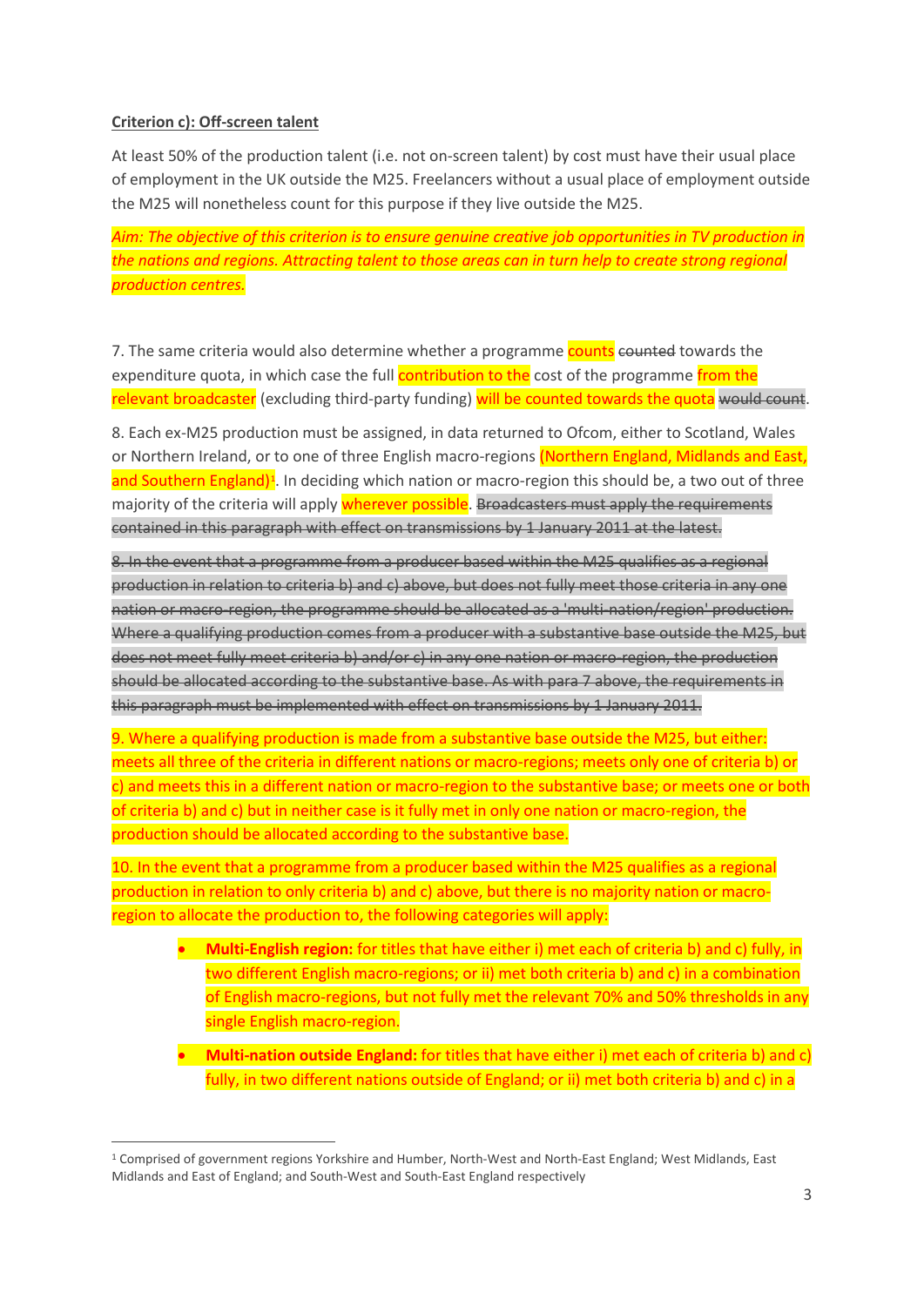**Criterion c): Off-screen talent**

At least 50% of the production talent (i.e. not on-screen talent) by cost must have their usual place of employment in the UK outside the M25. Freelancers without a usual place of employment outside the M25 will nonetheless count for this purpose if they live outside the M25.

*Aim: The objective of this criterion is to ensure genuine creative job opportunities in TV production in the nations and regions. Attracting talent to those areas can in turn help to create strong regional production centres.*

7. The same criteria would also determine whether a programme counts ~~counted~~ towards the expenditure quota, in which case the full contribution to the cost of the programme from the relevant broadcaster (excluding third-party funding) will be counted towards the quota ~~would count~~.

8. Each ex-M25 production must be assigned, in data returned to Ofcom, either to Scotland, Wales or Northern Ireland, or to one of three English macro-regions (Northern England, Midlands and East, and Southern England)[1]. In deciding which nation or macro-region this should be, a two out of three majority of the criteria will apply wherever possible. ~~Broadcasters must apply the requirements contained in this paragraph with effect on transmissions by 1 January 2011 at the latest.~~

~~8. In the event that a programme from a producer based within the M25 qualifies as a regional production in relation to criteria b) and c) above, but does not fully meet those criteria in any one nation or macro-region, the programme should be allocated as a 'multi-nation/region' production. Where a qualifying production comes from a producer with a substantive base outside the M25, but does not meet fully meet criteria b) and/or c) in any one nation or macro-region, the production should be allocated according to the substantive base. As with para 7 above, the requirements in this paragraph must be implemented with effect on transmissions by 1 January 2011.~~

9. Where a qualifying production is made from a substantive base outside the M25, but either: meets all three of the criteria in different nations or macro-regions; meets only one of criteria b) or c) and meets this in a different nation or macro-region to the substantive base; or meets one or both of criteria b) and c) but in neither case is it fully met in only one nation or macro-region, the production should be allocated according to the substantive base.

10. In the event that a programme from a producer based within the M25 qualifies as a regional production in relation to only criteria b) and c) above, but there is no majority nation or macro-region to allocate the production to, the following categories will apply:

- **Multi-English region:** for titles that have either i) met each of criteria b) and c) fully, in two different English macro-regions; or ii) met both criteria b) and c) in a combination of English macro-regions, but not fully met the relevant 70% and 50% thresholds in any single English macro-region.
- **Multi-nation outside England:** for titles that have either i) met each of criteria b) and c) fully, in two different nations outside of England; or ii) met both criteria b) and c) in a

[1] Comprised of government regions Yorkshire and Humber, North-West and North-East England; West Midlands, East Midlands and East of England; and South-West and South-East England respectively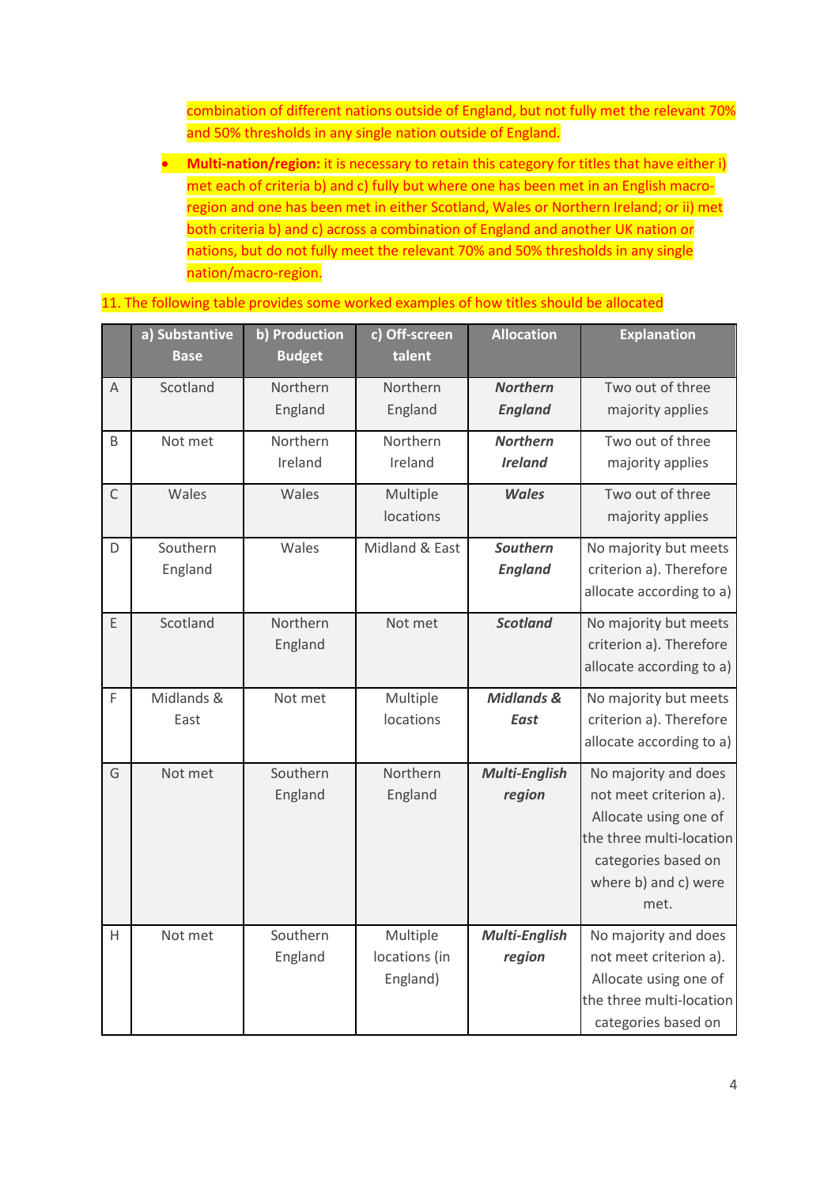combination of different nations outside of England, but not fully met the relevant 70% and 50% thresholds in any single nation outside of England.

- **Multi-nation/region:** it is necessary to retain this category for titles that have either i) met each of criteria b) and c) fully but where one has been met in an English macro-region and one has been met in either Scotland, Wales or Northern Ireland; or ii) met both criteria b) and c) across a combination of England and another UK nation or nations, but do not fully meet the relevant 70% and 50% thresholds in any single nation/macro-region.

11. The following table provides some worked examples of how titles should be allocated

| | a) Substantive Base | b) Production Budget | c) Off-screen talent | Allocation | Explanation |
|---|---|---|---|---|---|
| A | Scotland | Northern England | Northern England | ***Northern England*** | Two out of three majority applies |
| B | Not met | Northern Ireland | Northern Ireland | ***Northern Ireland*** | Two out of three majority applies |
| C | Wales | Wales | Multiple locations | ***Wales*** | Two out of three majority applies |
| D | Southern England | Wales | Midland & East | ***Southern England*** | No majority but meets criterion a). Therefore allocate according to a) |
| E | Scotland | Northern England | Not met | ***Scotland*** | No majority but meets criterion a). Therefore allocate according to a) |
| F | Midlands & East | Not met | Multiple locations | ***Midlands & East*** | No majority but meets criterion a). Therefore allocate according to a) |
| G | Not met | Southern England | Northern England | ***Multi-English region*** | No majority and does not meet criterion a). Allocate using one of the three multi-location categories based on where b) and c) were met. |
| H | Not met | Southern England | Multiple locations (in England) | ***Multi-English region*** | No majority and does not meet criterion a). Allocate using one of the three multi-location categories based on |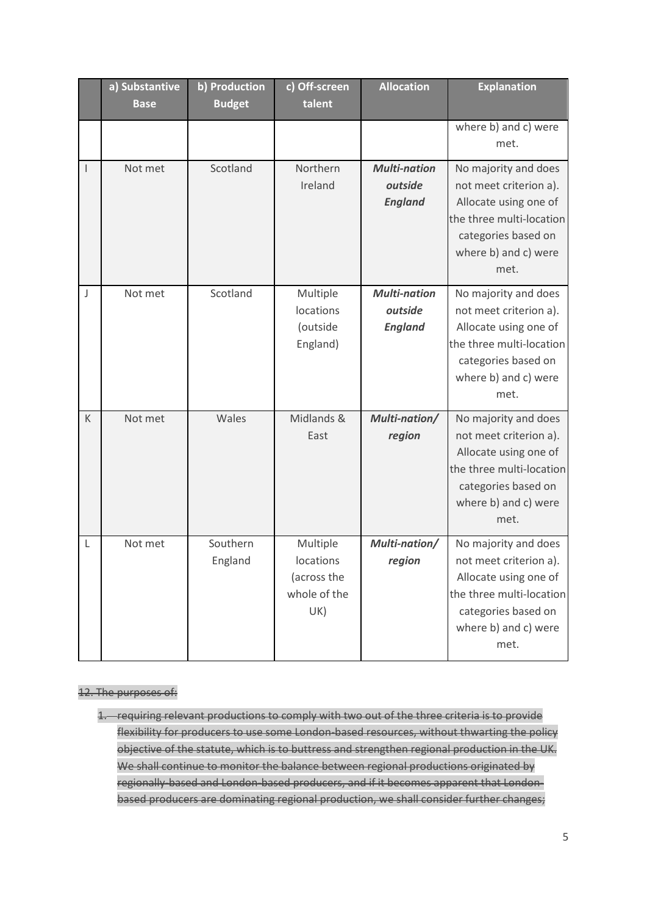| | a) Substantive Base | b) Production Budget | c) Off-screen talent | Allocation | Explanation |
|---|---|---|---|---|---|
| | | | | | where b) and c) were met. |
| I | Not met | Scotland | Northern Ireland | ***Multi-nation outside England*** | No majority and does not meet criterion a). Allocate using one of the three multi-location categories based on where b) and c) were met. |
| J | Not met | Scotland | Multiple locations (outside England) | ***Multi-nation outside England*** | No majority and does not meet criterion a). Allocate using one of the three multi-location categories based on where b) and c) were met. |
| K | Not met | Wales | Midlands & East | ***Multi-nation/ region*** | No majority and does not meet criterion a). Allocate using one of the three multi-location categories based on where b) and c) were met. |
| L | Not met | Southern England | Multiple locations (across the whole of the UK) | ***Multi-nation/ region*** | No majority and does not meet criterion a). Allocate using one of the three multi-location categories based on where b) and c) were met. |

~~12. The purposes of:~~

1. ~~requiring relevant productions to comply with two out of the three criteria is to provide flexibility for producers to use some London-based resources, without thwarting the policy objective of the statute, which is to buttress and strengthen regional production in the UK. We shall continue to monitor the balance between regional productions originated by regionally-based and London-based producers, and if it becomes apparent that London-based producers are dominating regional production, we shall consider further changes;~~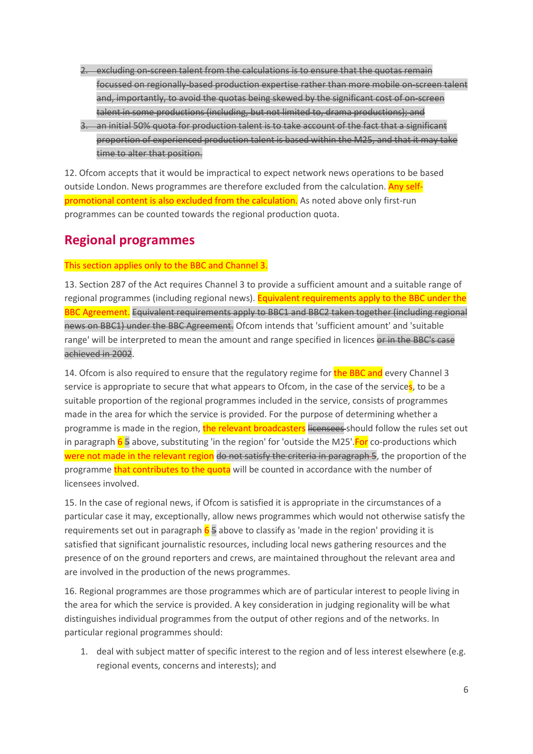2. ~~excluding on-screen talent from the calculations is to ensure that the quotas remain focussed on regionally-based production expertise rather than more mobile on-screen talent and, importantly, to avoid the quotas being skewed by the significant cost of on-screen talent in some productions (including, but not limited to, drama productions); and~~
3. ~~an initial 50% quota for production talent is to take account of the fact that a significant proportion of experienced production talent is based within the M25, and that it may take time to alter that position.~~

12. Ofcom accepts that it would be impractical to expect network news operations to be based outside London. News programmes are therefore excluded from the calculation. Any self-promotional content is also excluded from the calculation. As noted above only first-run programmes can be counted towards the regional production quota.

## Regional programmes

This section applies only to the BBC and Channel 3.

13. Section 287 of the Act requires Channel 3 to provide a sufficient amount and a suitable range of regional programmes (including regional news). Equivalent requirements apply to the BBC under the BBC Agreement. ~~Equivalent requirements apply to BBC1 and BBC2 taken together (including regional news on BBC1) under the BBC Agreement.~~ Ofcom intends that 'sufficient amount' and 'suitable range' will be interpreted to mean the amount and range specified in licences ~~or in the BBC's case achieved in 2002~~.

14. Ofcom is also required to ensure that the regulatory regime for the BBC and every Channel 3 service is appropriate to secure that what appears to Ofcom, in the case of the services, to be a suitable proportion of the regional programmes included in the service, consists of programmes made in the area for which the service is provided. For the purpose of determining whether a programme is made in the region, the relevant broadcasters ~~licensees~~ should follow the rules set out in paragraph 6 ~~5~~ above, substituting 'in the region' for 'outside the M25'. For co-productions which were not made in the relevant region ~~do not satisfy the criteria in paragraph 5~~, the proportion of the programme that contributes to the quota will be counted in accordance with the number of licensees involved.

15. In the case of regional news, if Ofcom is satisfied it is appropriate in the circumstances of a particular case it may, exceptionally, allow news programmes which would not otherwise satisfy the requirements set out in paragraph 6 ~~5~~ above to classify as 'made in the region' providing it is satisfied that significant journalistic resources, including local news gathering resources and the presence of on the ground reporters and crews, are maintained throughout the relevant area and are involved in the production of the news programmes.

16. Regional programmes are those programmes which are of particular interest to people living in the area for which the service is provided. A key consideration in judging regionality will be what distinguishes individual programmes from the output of other regions and of the networks. In particular regional programmes should:

1. deal with subject matter of specific interest to the region and of less interest elsewhere (e.g. regional events, concerns and interests); and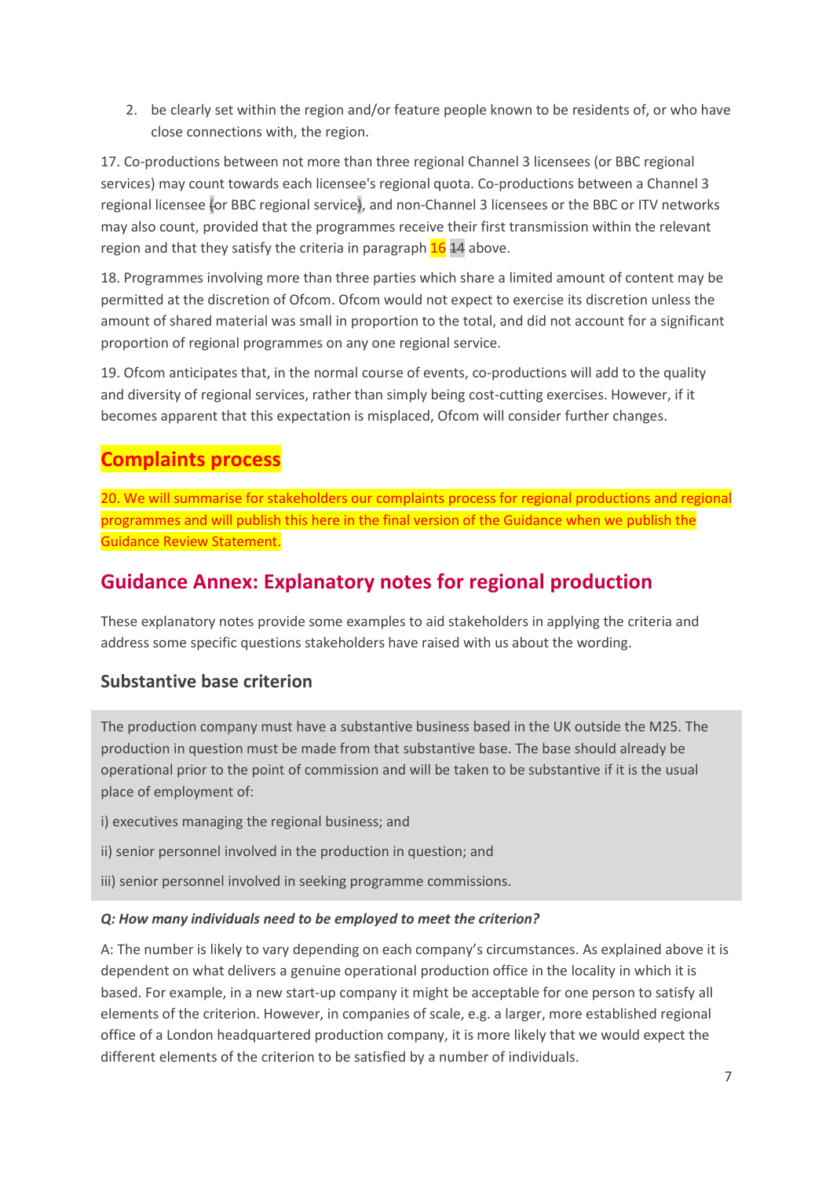2. be clearly set within the region and/or feature people known to be residents of, or who have close connections with, the region.

17. Co-productions between not more than three regional Channel 3 licensees (or BBC regional services) may count towards each licensee's regional quota. Co-productions between a Channel 3 regional licensee (or BBC regional service), and non-Channel 3 licensees or the BBC or ITV networks may also count, provided that the programmes receive their first transmission within the relevant region and that they satisfy the criteria in paragraph 16 ~~14~~ above.

18. Programmes involving more than three parties which share a limited amount of content may be permitted at the discretion of Ofcom. Ofcom would not expect to exercise its discretion unless the amount of shared material was small in proportion to the total, and did not account for a significant proportion of regional programmes on any one regional service.

19. Ofcom anticipates that, in the normal course of events, co-productions will add to the quality and diversity of regional services, rather than simply being cost-cutting exercises. However, if it becomes apparent that this expectation is misplaced, Ofcom will consider further changes.

## Complaints process

20. We will summarise for stakeholders our complaints process for regional productions and regional programmes and will publish this here in the final version of the Guidance when we publish the Guidance Review Statement.

## Guidance Annex: Explanatory notes for regional production

These explanatory notes provide some examples to aid stakeholders in applying the criteria and address some specific questions stakeholders have raised with us about the wording.

### Substantive base criterion

> The production company must have a substantive business based in the UK outside the M25. The production in question must be made from that substantive base. The base should already be operational prior to the point of commission and will be taken to be substantive if it is the usual place of employment of:
>
> i) executives managing the regional business; and
>
> ii) senior personnel involved in the production in question; and
>
> iii) senior personnel involved in seeking programme commissions.

***Q: How many individuals need to be employed to meet the criterion?***

A: The number is likely to vary depending on each company's circumstances. As explained above it is dependent on what delivers a genuine operational production office in the locality in which it is based. For example, in a new start-up company it might be acceptable for one person to satisfy all elements of the criterion. However, in companies of scale, e.g. a larger, more established regional office of a London headquartered production company, it is more likely that we would expect the different elements of the criterion to be satisfied by a number of individuals.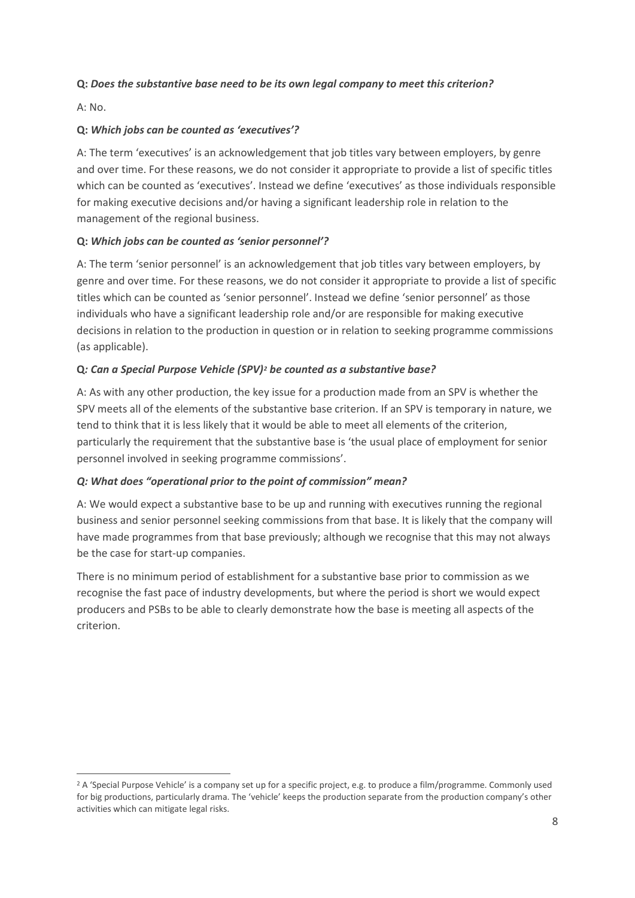**Q:** ***Does the substantive base need to be its own legal company to meet this criterion?***

A: No.

**Q:** ***Which jobs can be counted as 'executives'?***

A: The term 'executives' is an acknowledgement that job titles vary between employers, by genre and over time. For these reasons, we do not consider it appropriate to provide a list of specific titles which can be counted as 'executives'. Instead we define 'executives' as those individuals responsible for making executive decisions and/or having a significant leadership role in relation to the management of the regional business.

**Q:** ***Which jobs can be counted as 'senior personnel'?***

A: The term 'senior personnel' is an acknowledgement that job titles vary between employers, by genre and over time. For these reasons, we do not consider it appropriate to provide a list of specific titles which can be counted as 'senior personnel'. Instead we define 'senior personnel' as those individuals who have a significant leadership role and/or are responsible for making executive decisions in relation to the production in question or in relation to seeking programme commissions (as applicable).

**Q*****: Can a Special Purpose Vehicle (SPV)[2] be counted as a substantive base?***

A: As with any other production, the key issue for a production made from an SPV is whether the SPV meets all of the elements of the substantive base criterion. If an SPV is temporary in nature, we tend to think that it is less likely that it would be able to meet all elements of the criterion, particularly the requirement that the substantive base is 'the usual place of employment for senior personnel involved in seeking programme commissions'.

***Q: What does "operational prior to the point of commission" mean?***

A: We would expect a substantive base to be up and running with executives running the regional business and senior personnel seeking commissions from that base. It is likely that the company will have made programmes from that base previously; although we recognise that this may not always be the case for start-up companies.

There is no minimum period of establishment for a substantive base prior to commission as we recognise the fast pace of industry developments, but where the period is short we would expect producers and PSBs to be able to clearly demonstrate how the base is meeting all aspects of the criterion.

---

[2] A 'Special Purpose Vehicle' is a company set up for a specific project, e.g. to produce a film/programme. Commonly used for big productions, particularly drama. The 'vehicle' keeps the production separate from the production company's other activities which can mitigate legal risks.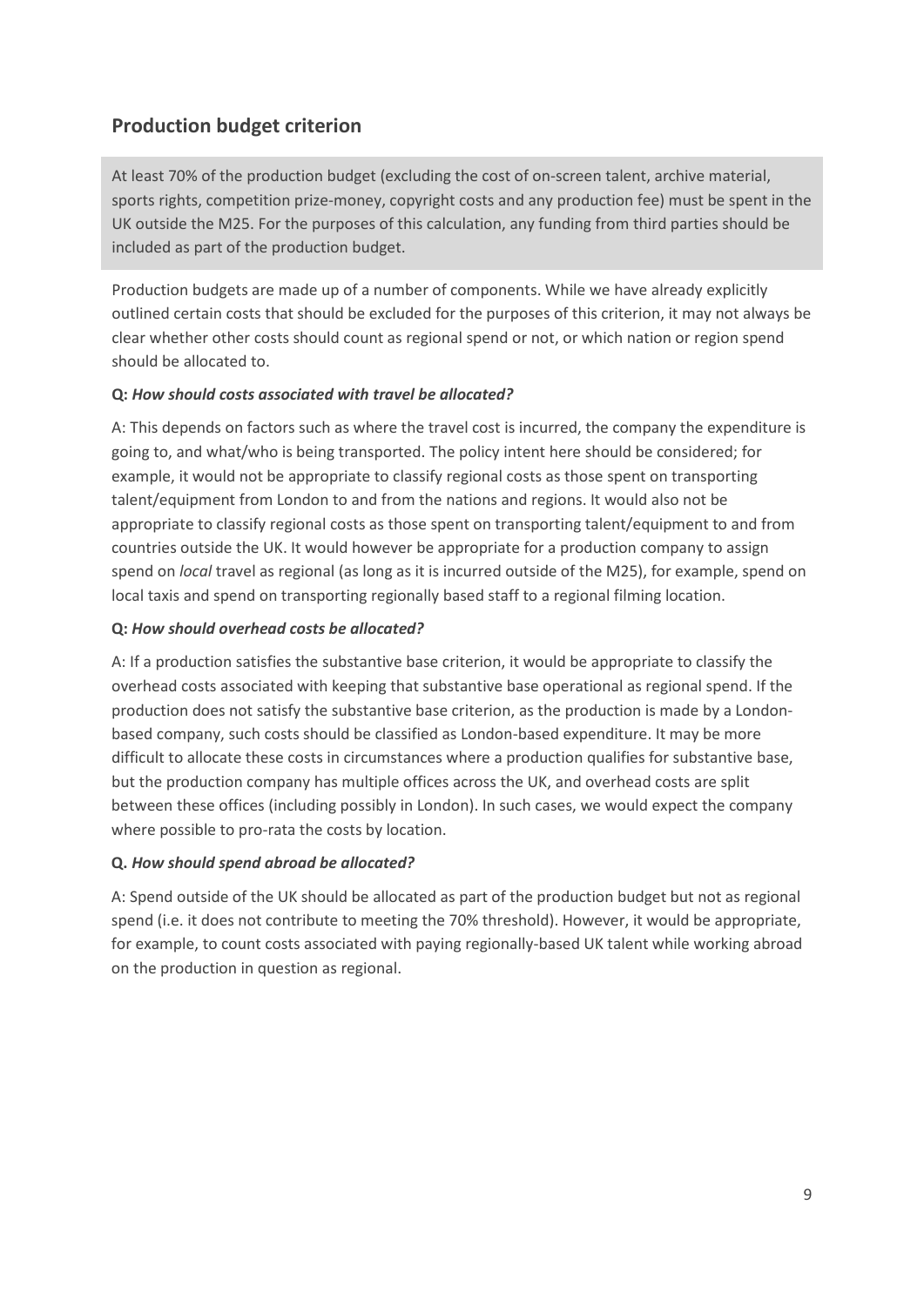## Production budget criterion

At least 70% of the production budget (excluding the cost of on-screen talent, archive material, sports rights, competition prize-money, copyright costs and any production fee) must be spent in the UK outside the M25. For the purposes of this calculation, any funding from third parties should be included as part of the production budget.

Production budgets are made up of a number of components. While we have already explicitly outlined certain costs that should be excluded for the purposes of this criterion, it may not always be clear whether other costs should count as regional spend or not, or which nation or region spend should be allocated to.

**Q:** ***How should costs associated with travel be allocated?***

A: This depends on factors such as where the travel cost is incurred, the company the expenditure is going to, and what/who is being transported. The policy intent here should be considered; for example, it would not be appropriate to classify regional costs as those spent on transporting talent/equipment from London to and from the nations and regions. It would also not be appropriate to classify regional costs as those spent on transporting talent/equipment to and from countries outside the UK. It would however be appropriate for a production company to assign spend on *local* travel as regional (as long as it is incurred outside of the M25), for example, spend on local taxis and spend on transporting regionally based staff to a regional filming location.

**Q:** ***How should overhead costs be allocated?***

A: If a production satisfies the substantive base criterion, it would be appropriate to classify the overhead costs associated with keeping that substantive base operational as regional spend. If the production does not satisfy the substantive base criterion, as the production is made by a London-based company, such costs should be classified as London-based expenditure. It may be more difficult to allocate these costs in circumstances where a production qualifies for substantive base, but the production company has multiple offices across the UK, and overhead costs are split between these offices (including possibly in London). In such cases, we would expect the company where possible to pro-rata the costs by location.

**Q.** ***How should spend abroad be allocated?***

A: Spend outside of the UK should be allocated as part of the production budget but not as regional spend (i.e. it does not contribute to meeting the 70% threshold). However, it would be appropriate, for example, to count costs associated with paying regionally-based UK talent while working abroad on the production in question as regional.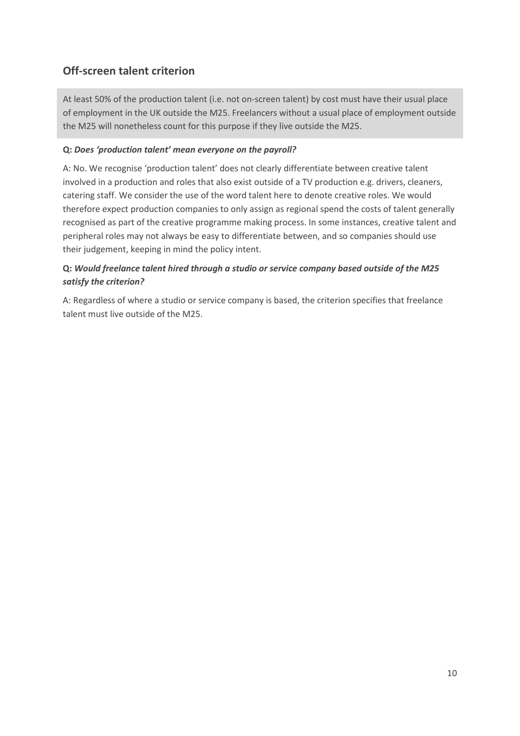## Off-screen talent criterion

At least 50% of the production talent (i.e. not on-screen talent) by cost must have their usual place of employment in the UK outside the M25. Freelancers without a usual place of employment outside the M25 will nonetheless count for this purpose if they live outside the M25.

**Q:** ***Does 'production talent' mean everyone on the payroll?***

A: No. We recognise 'production talent' does not clearly differentiate between creative talent involved in a production and roles that also exist outside of a TV production e.g. drivers, cleaners, catering staff. We consider the use of the word talent here to denote creative roles. We would therefore expect production companies to only assign as regional spend the costs of talent generally recognised as part of the creative programme making process. In some instances, creative talent and peripheral roles may not always be easy to differentiate between, and so companies should use their judgement, keeping in mind the policy intent.

**Q:** ***Would freelance talent hired through a studio or service company based outside of the M25 satisfy the criterion?***

A: Regardless of where a studio or service company is based, the criterion specifies that freelance talent must live outside of the M25.